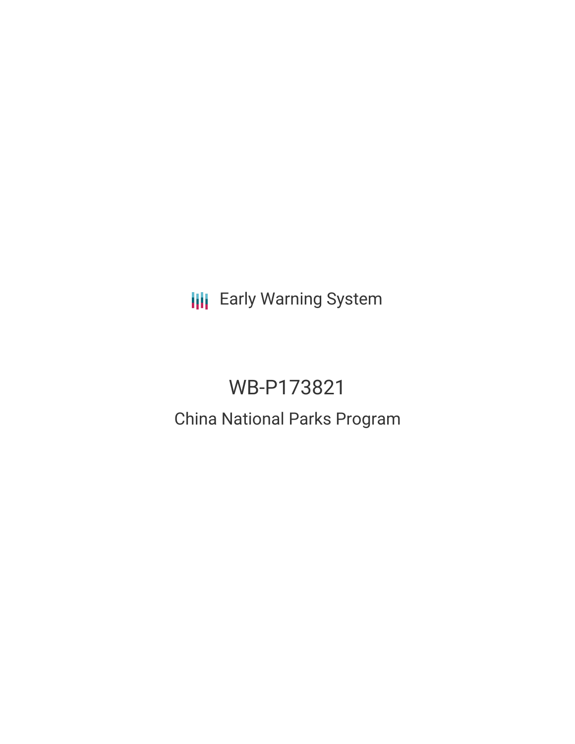Early Warning System

# WB-P173821

## China National Parks Program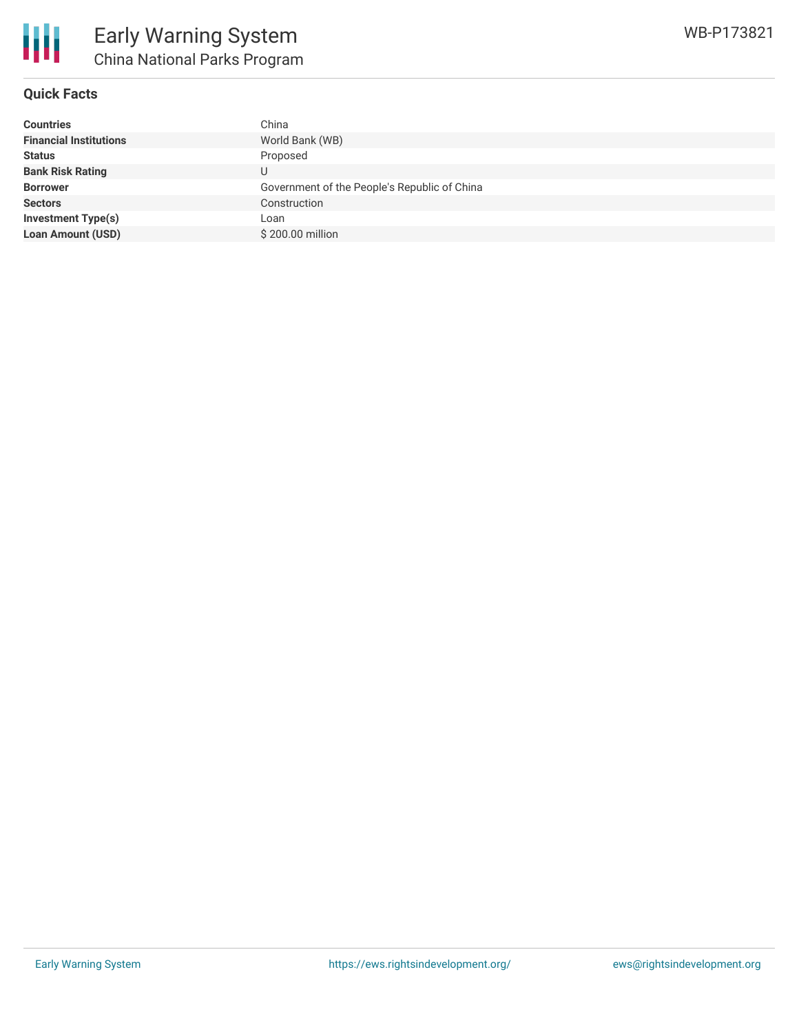## Quick Facts

| | |
|---|---|
| **Countries** | China |
| **Financial Institutions** | World Bank (WB) |
| **Status** | Proposed |
| **Bank Risk Rating** | U |
| **Borrower** | Government of the People's Republic of China |
| **Sectors** | Construction |
| **Investment Type(s)** | Loan |
| **Loan Amount (USD)** | $ 200.00 million |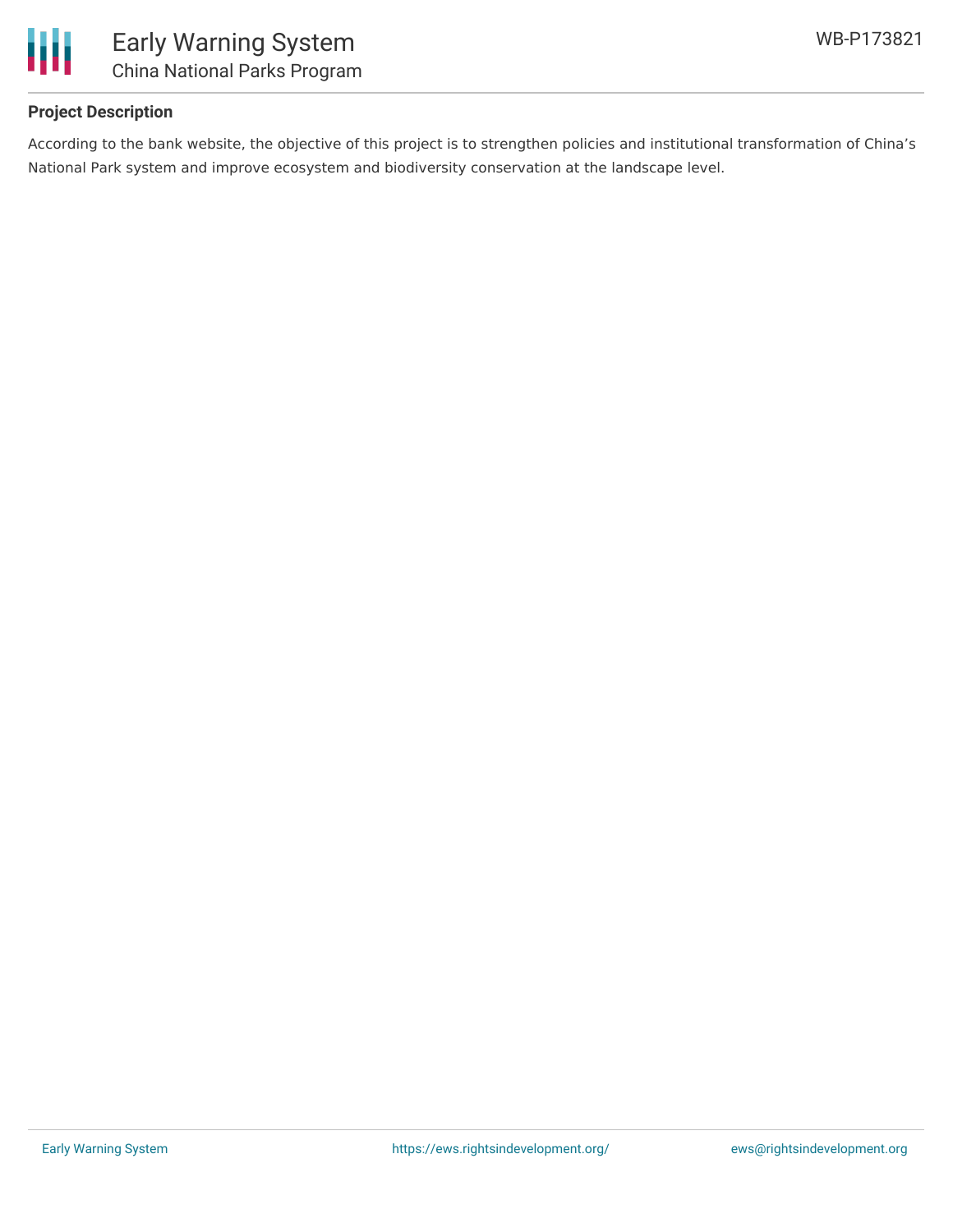**Project Description**

According to the bank website, the objective of this project is to strengthen policies and institutional transformation of China's National Park system and improve ecosystem and biodiversity conservation at the landscape level.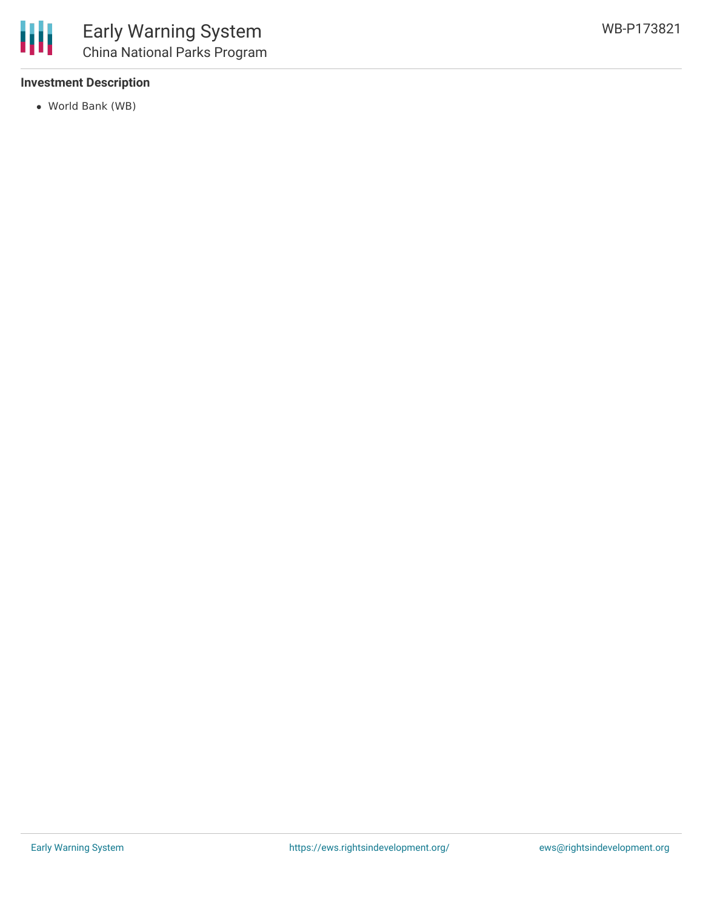### Investment Description

- World Bank (WB)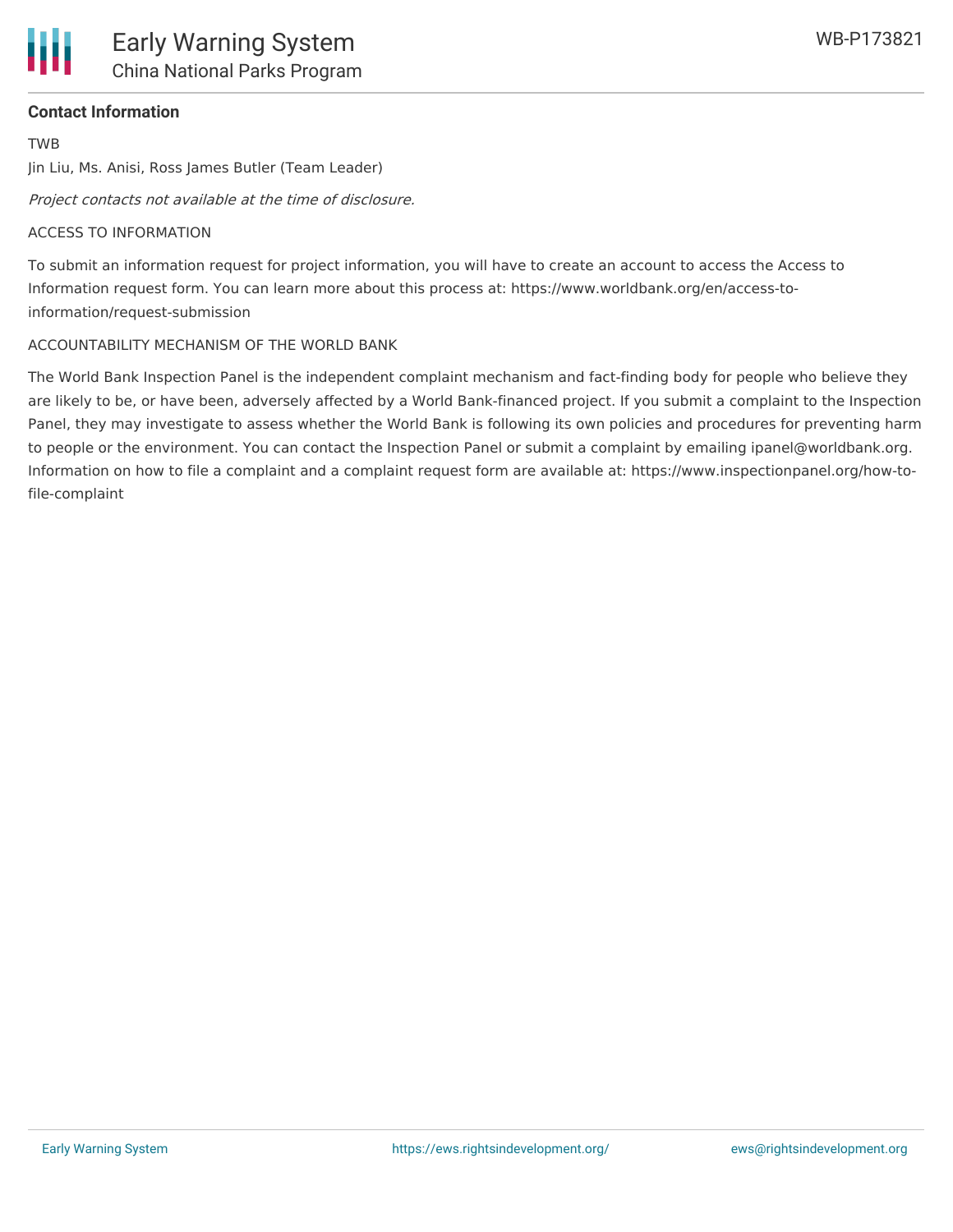## Contact Information

TWB

Jin Liu, Ms. Anisi, Ross James Butler (Team Leader)

*Project contacts not available at the time of disclosure.*

ACCESS TO INFORMATION

To submit an information request for project information, you will have to create an account to access the Access to Information request form. You can learn more about this process at: https://www.worldbank.org/en/access-to-information/request-submission

ACCOUNTABILITY MECHANISM OF THE WORLD BANK

The World Bank Inspection Panel is the independent complaint mechanism and fact-finding body for people who believe they are likely to be, or have been, adversely affected by a World Bank-financed project. If you submit a complaint to the Inspection Panel, they may investigate to assess whether the World Bank is following its own policies and procedures for preventing harm to people or the environment. You can contact the Inspection Panel or submit a complaint by emailing ipanel@worldbank.org. Information on how to file a complaint and a complaint request form are available at: https://www.inspectionpanel.org/how-to-file-complaint